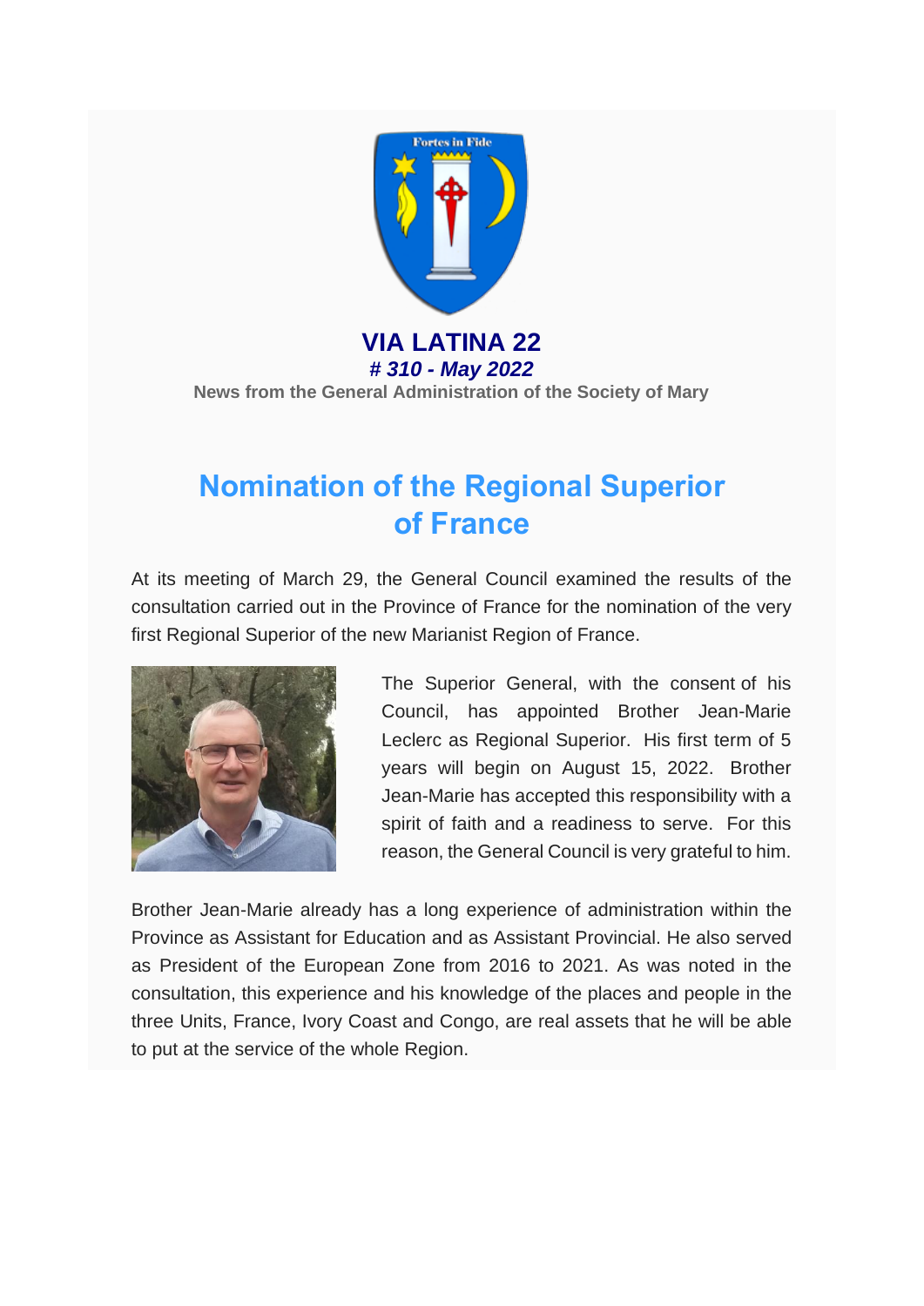**VIA LATINA 22**

***# 310 - May 2022***

**News from the General Administration of the Society of Mary**

# Nomination of the Regional Superior of France

At its meeting of March 29, the General Council examined the results of the consultation carried out in the Province of France for the nomination of the very first Regional Superior of the new Marianist Region of France.

The Superior General, with the consent of his Council, has appointed Brother Jean-Marie Leclerc as Regional Superior. His first term of 5 years will begin on August 15, 2022. Brother Jean-Marie has accepted this responsibility with a spirit of faith and a readiness to serve. For this reason, the General Council is very grateful to him.

Brother Jean-Marie already has a long experience of administration within the Province as Assistant for Education and as Assistant Provincial. He also served as President of the European Zone from 2016 to 2021. As was noted in the consultation, this experience and his knowledge of the places and people in the three Units, France, Ivory Coast and Congo, are real assets that he will be able to put at the service of the whole Region.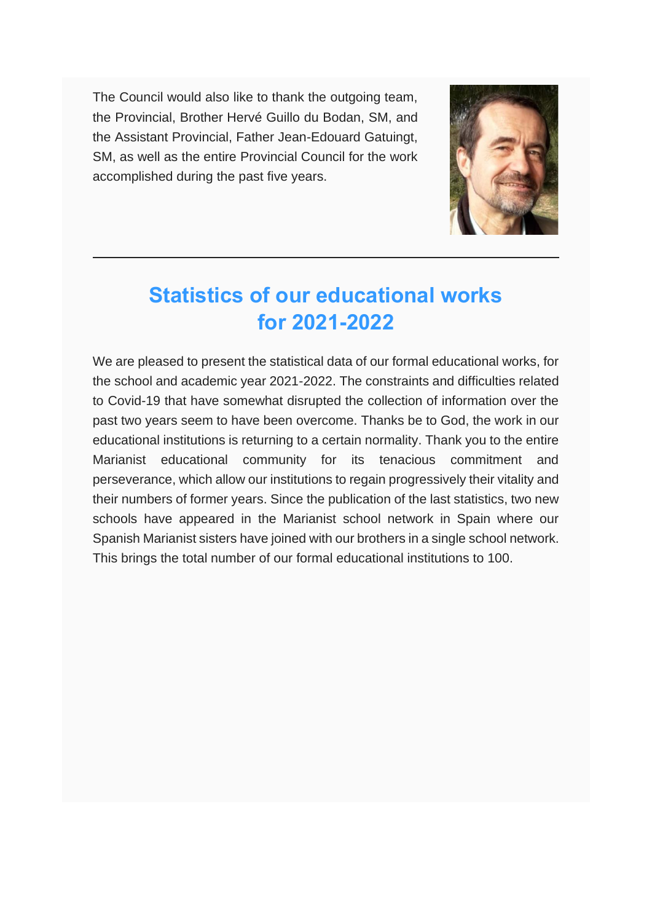The Council would also like to thank the outgoing team, the Provincial, Brother Hervé Guillo du Bodan, SM, and the Assistant Provincial, Father Jean-Edouard Gatuingt, SM, as well as the entire Provincial Council for the work accomplished during the past five years.

---

## Statistics of our educational works for 2021-2022

We are pleased to present the statistical data of our formal educational works, for the school and academic year 2021-2022. The constraints and difficulties related to Covid-19 that have somewhat disrupted the collection of information over the past two years seem to have been overcome. Thanks be to God, the work in our educational institutions is returning to a certain normality. Thank you to the entire Marianist educational community for its tenacious commitment and perseverance, which allow our institutions to regain progressively their vitality and their numbers of former years. Since the publication of the last statistics, two new schools have appeared in the Marianist school network in Spain where our Spanish Marianist sisters have joined with our brothers in a single school network. This brings the total number of our formal educational institutions to 100.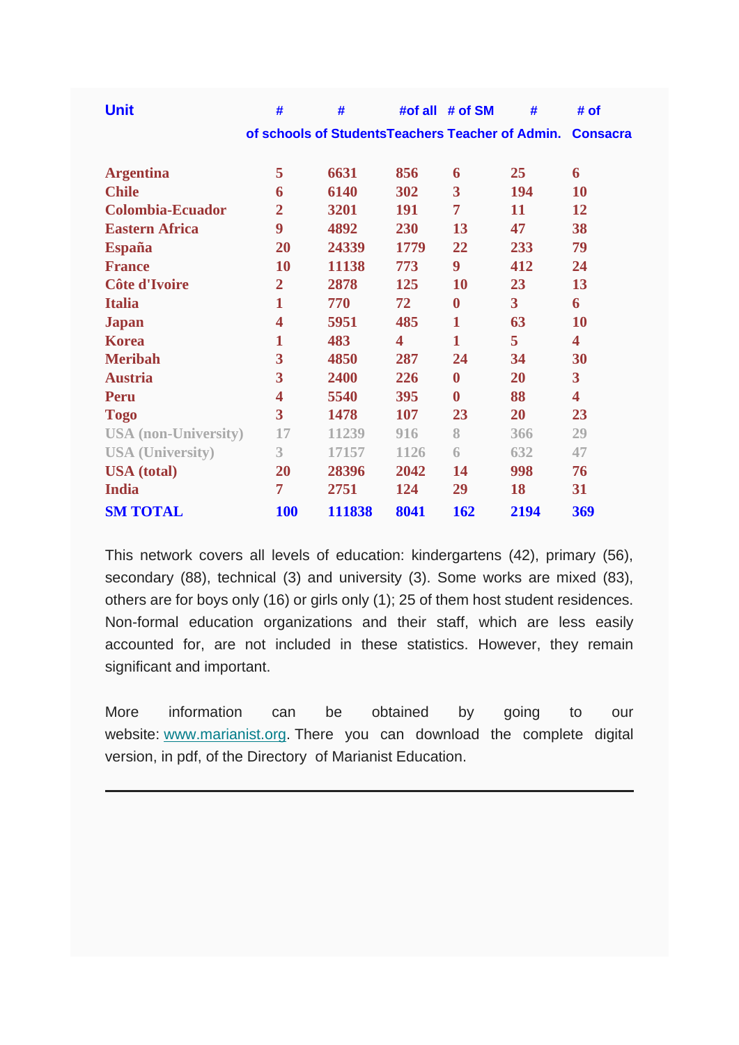| Unit | # of schools | # of Students | #of all Teachers | # of SM Teacher | # of Admin. | # of Consacra |
|---|---|---|---|---|---|---|
| Argentina | 5 | 6631 | 856 | 6 | 25 | 6 |
| Chile | 6 | 6140 | 302 | 3 | 194 | 10 |
| Colombia-Ecuador | 2 | 3201 | 191 | 7 | 11 | 12 |
| Eastern Africa | 9 | 4892 | 230 | 13 | 47 | 38 |
| España | 20 | 24339 | 1779 | 22 | 233 | 79 |
| France | 10 | 11138 | 773 | 9 | 412 | 24 |
| Côte d'Ivoire | 2 | 2878 | 125 | 10 | 23 | 13 |
| Italia | 1 | 770 | 72 | 0 | 3 | 6 |
| Japan | 4 | 5951 | 485 | 1 | 63 | 10 |
| Korea | 1 | 483 | 4 | 1 | 5 | 4 |
| Meribah | 3 | 4850 | 287 | 24 | 34 | 30 |
| Austria | 3 | 2400 | 226 | 0 | 20 | 3 |
| Peru | 4 | 5540 | 395 | 0 | 88 | 4 |
| Togo | 3 | 1478 | 107 | 23 | 20 | 23 |
| USA (non-University) | 17 | 11239 | 916 | 8 | 366 | 29 |
| USA (University) | 3 | 17157 | 1126 | 6 | 632 | 47 |
| USA (total) | 20 | 28396 | 2042 | 14 | 998 | 76 |
| India | 7 | 2751 | 124 | 29 | 18 | 31 |
| **SM TOTAL** | **100** | **111838** | **8041** | **162** | **2194** | **369** |

This network covers all levels of education: kindergartens (42), primary (56), secondary (88), technical (3) and university (3). Some works are mixed (83), others are for boys only (16) or girls only (1); 25 of them host student residences. Non-formal education organizations and their staff, which are less easily accounted for, are not included in these statistics. However, they remain significant and important.

More information can be obtained by going to our website: [www.marianist.org](http://www.marianist.org). There you can download the complete digital version, in pdf, of the Directory of Marianist Education.

---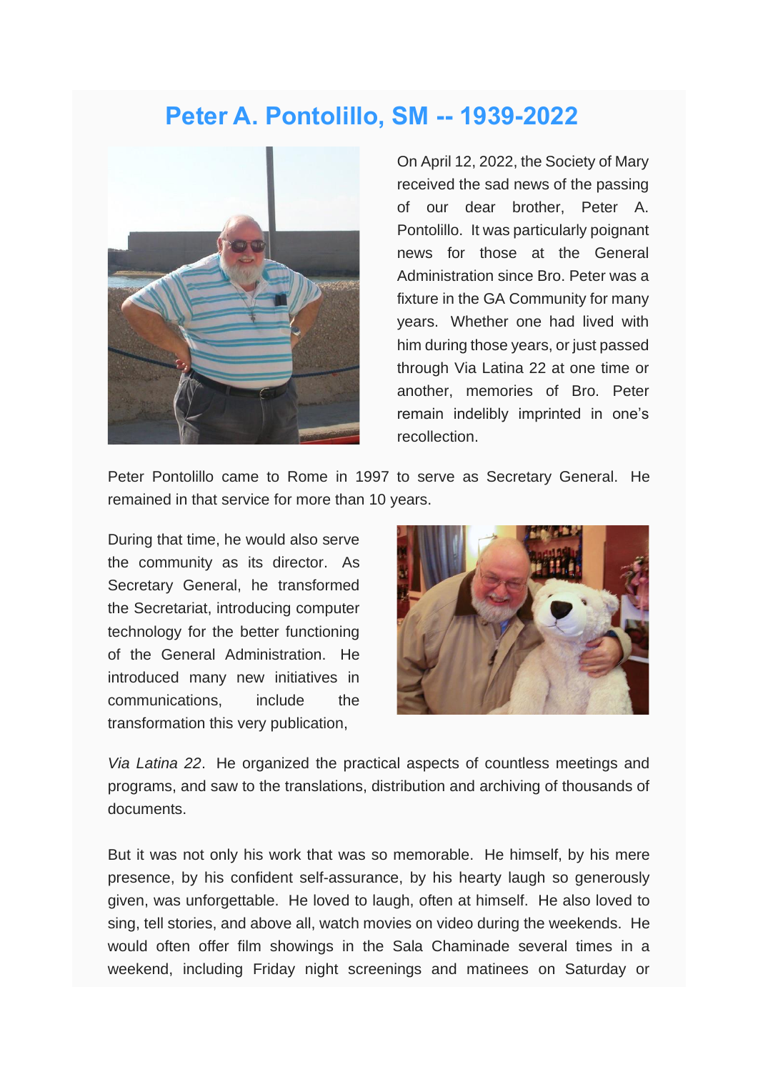# Peter A. Pontolillo, SM -- 1939-2022

On April 12, 2022, the Society of Mary received the sad news of the passing of our dear brother, Peter A. Pontolillo. It was particularly poignant news for those at the General Administration since Bro. Peter was a fixture in the GA Community for many years. Whether one had lived with him during those years, or just passed through Via Latina 22 at one time or another, memories of Bro. Peter remain indelibly imprinted in one's recollection.

Peter Pontolillo came to Rome in 1997 to serve as Secretary General. He remained in that service for more than 10 years.

During that time, he would also serve the community as its director. As Secretary General, he transformed the Secretariat, introducing computer technology for the better functioning of the General Administration. He introduced many new initiatives in communications, include the transformation this very publication, *Via Latina 22*. He organized the practical aspects of countless meetings and programs, and saw to the translations, distribution and archiving of thousands of documents.

But it was not only his work that was so memorable. He himself, by his mere presence, by his confident self-assurance, by his hearty laugh so generously given, was unforgettable. He loved to laugh, often at himself. He also loved to sing, tell stories, and above all, watch movies on video during the weekends. He would often offer film showings in the Sala Chaminade several times in a weekend, including Friday night screenings and matinees on Saturday or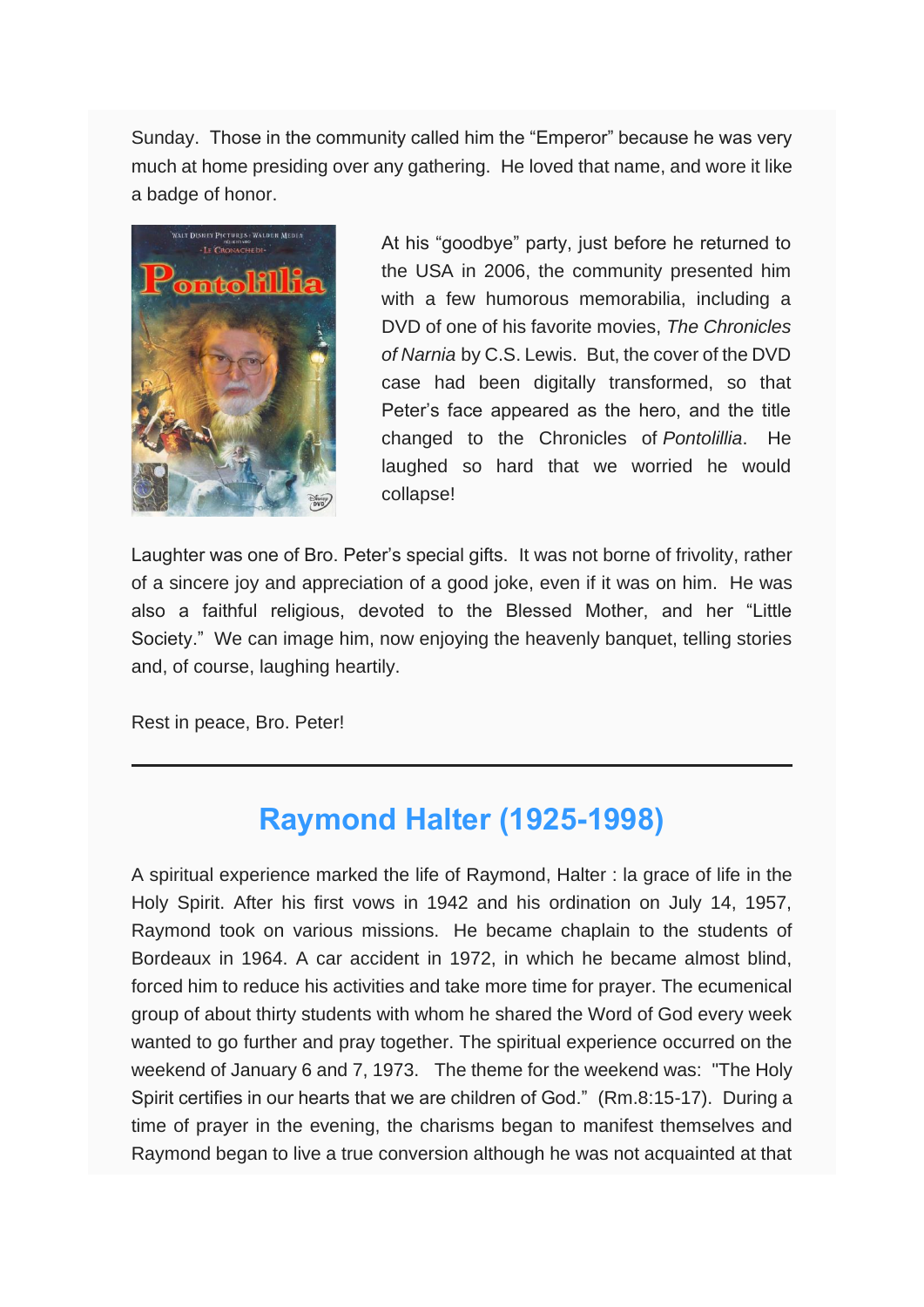Sunday. Those in the community called him the "Emperor" because he was very much at home presiding over any gathering. He loved that name, and wore it like a badge of honor.

At his "goodbye" party, just before he returned to the USA in 2006, the community presented him with a few humorous memorabilia, including a DVD of one of his favorite movies, *The Chronicles of Narnia* by C.S. Lewis. But, the cover of the DVD case had been digitally transformed, so that Peter's face appeared as the hero, and the title changed to the Chronicles of *Pontolillia*. He laughed so hard that we worried he would collapse!

Laughter was one of Bro. Peter's special gifts. It was not borne of frivolity, rather of a sincere joy and appreciation of a good joke, even if it was on him. He was also a faithful religious, devoted to the Blessed Mother, and her "Little Society." We can image him, now enjoying the heavenly banquet, telling stories and, of course, laughing heartily.

Rest in peace, Bro. Peter!

---

## Raymond Halter (1925-1998)

A spiritual experience marked the life of Raymond, Halter : la grace of life in the Holy Spirit. After his first vows in 1942 and his ordination on July 14, 1957, Raymond took on various missions. He became chaplain to the students of Bordeaux in 1964. A car accident in 1972, in which he became almost blind, forced him to reduce his activities and take more time for prayer. The ecumenical group of about thirty students with whom he shared the Word of God every week wanted to go further and pray together. The spiritual experience occurred on the weekend of January 6 and 7, 1973. The theme for the weekend was: "The Holy Spirit certifies in our hearts that we are children of God." (Rm.8:15-17). During a time of prayer in the evening, the charisms began to manifest themselves and Raymond began to live a true conversion although he was not acquainted at that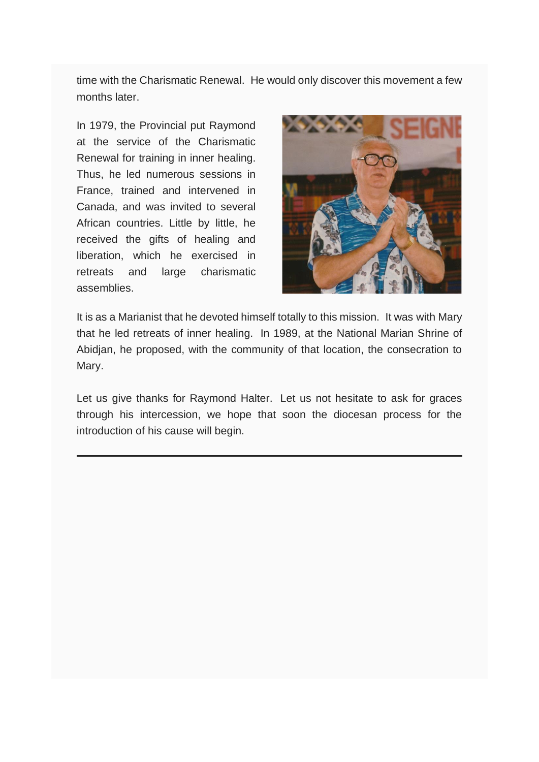time with the Charismatic Renewal.  He would only discover this movement a few months later.

In 1979, the Provincial put Raymond at the service of the Charismatic Renewal for training in inner healing. Thus, he led numerous sessions in France, trained and intervened in Canada, and was invited to several African countries. Little by little, he received the gifts of healing and liberation, which he exercised in retreats and large charismatic assemblies.

It is as a Marianist that he devoted himself totally to this mission.  It was with Mary that he led retreats of inner healing.  In 1989, at the National Marian Shrine of Abidjan, he proposed, with the community of that location, the consecration to Mary.

Let us give thanks for Raymond Halter.  Let us not hesitate to ask for graces through his intercession, we hope that soon the diocesan process for the introduction of his cause will begin.

---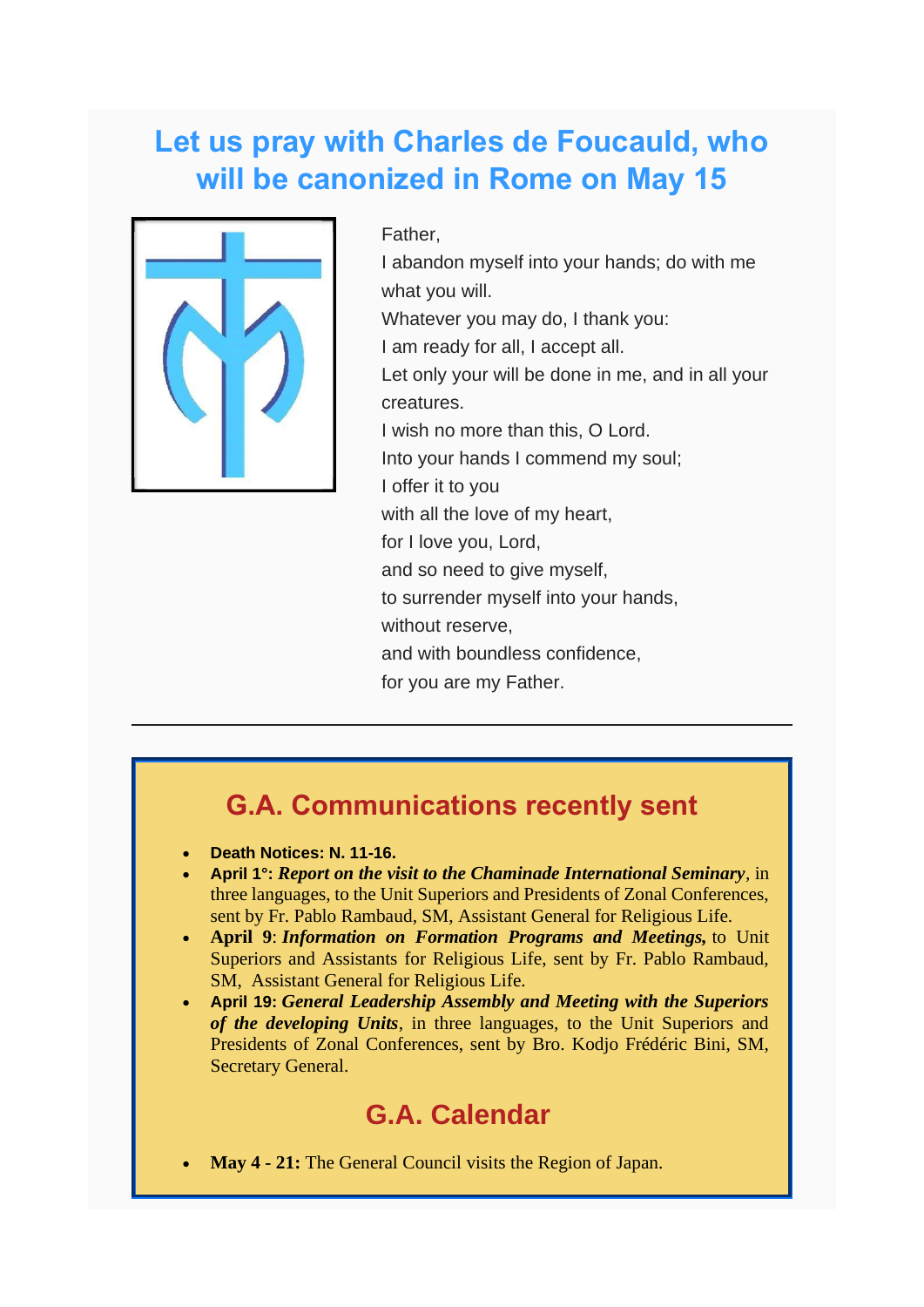## Let us pray with Charles de Foucauld, who will be canonized in Rome on May 15

Father,
I abandon myself into your hands; do with me what you will.
Whatever you may do, I thank you:
I am ready for all, I accept all.
Let only your will be done in me, and in all your creatures.
I wish no more than this, O Lord.
Into your hands I commend my soul;
I offer it to you
with all the love of my heart,
for I love you, Lord,
and so need to give myself,
to surrender myself into your hands,
without reserve,
and with boundless confidence,
for you are my Father.

---

## G.A. Communications recently sent

- **Death Notices: N. 11-16.**
- **April 1°:** ***Report on the visit to the Chaminade International Seminary***, in three languages, to the Unit Superiors and Presidents of Zonal Conferences, sent by Fr. Pablo Rambaud, SM, Assistant General for Religious Life.
- **April 9**: ***Information on Formation Programs and Meetings,*** to Unit Superiors and Assistants for Religious Life, sent by Fr. Pablo Rambaud, SM, Assistant General for Religious Life.
- **April 19:** ***General Leadership Assembly and Meeting with the Superiors of the developing Units***, in three languages, to the Unit Superiors and Presidents of Zonal Conferences, sent by Bro. Kodjo Frédéric Bini, SM, Secretary General.

## G.A. Calendar

- **May 4 - 21:** The General Council visits the Region of Japan.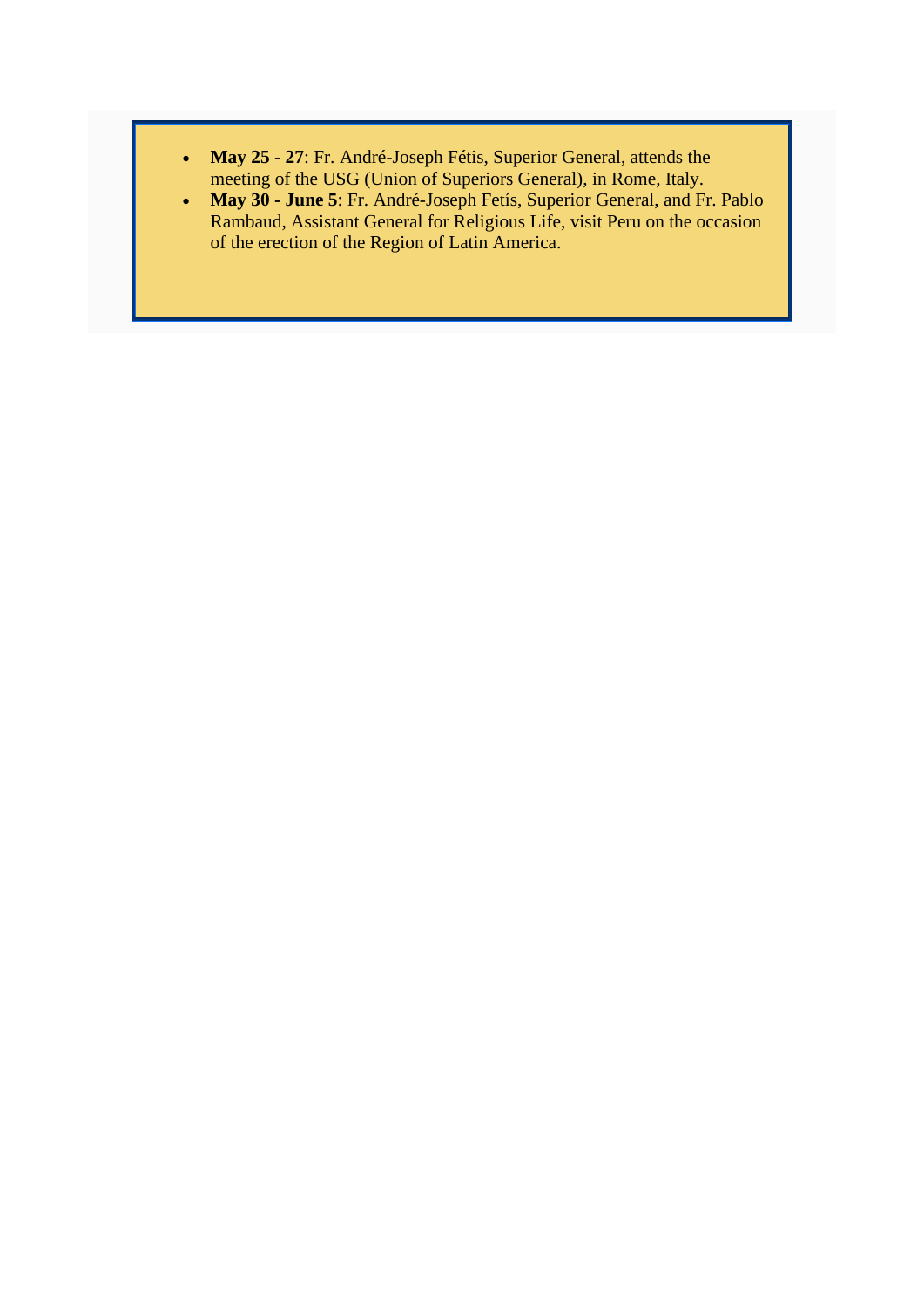- **May 25 - 27**: Fr. André-Joseph Fétis, Superior General, attends the meeting of the USG (Union of Superiors General), in Rome, Italy.
- **May 30 - June 5**: Fr. André-Joseph Fetís, Superior General, and Fr. Pablo Rambaud, Assistant General for Religious Life, visit Peru on the occasion of the erection of the Region of Latin America.